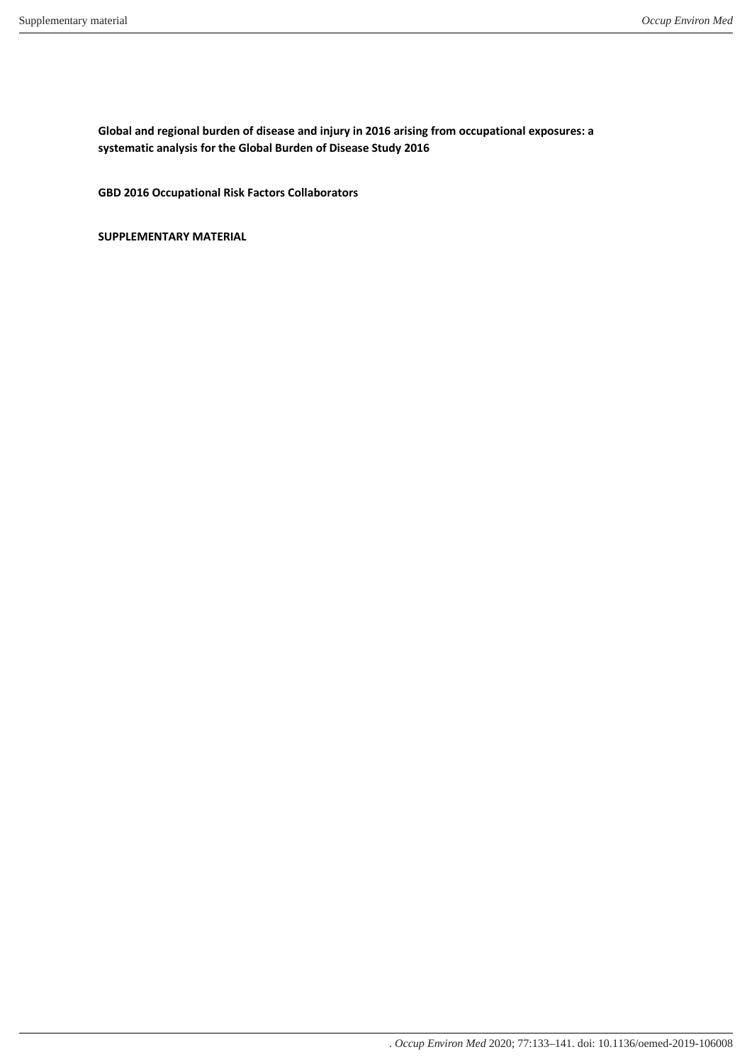**Global and regional burden of disease and injury in 2016 arising from occupational exposures: a systematic analysis for the Global Burden of Disease Study 2016**

**GBD 2016 Occupational Risk Factors Collaborators**

**SUPPLEMENTARY MATERIAL**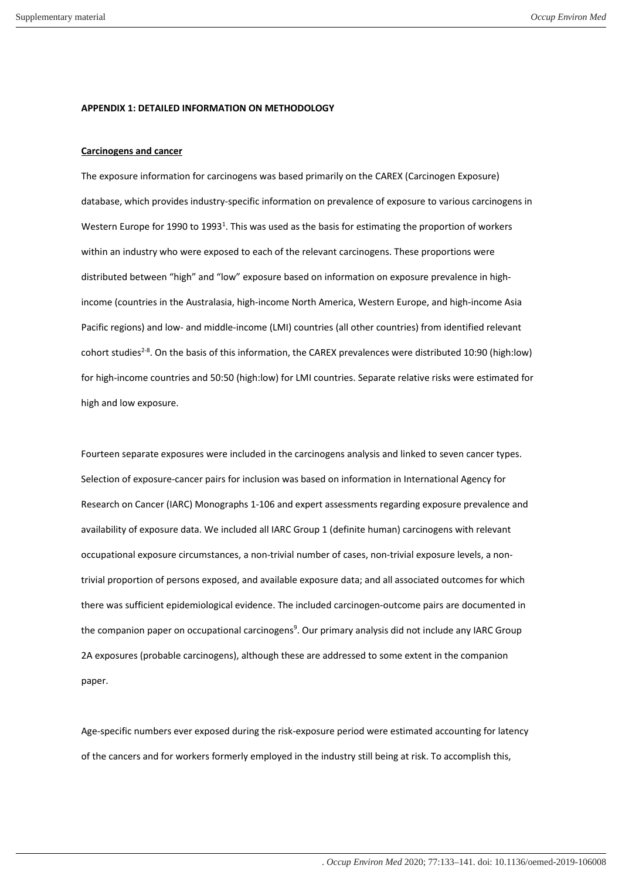**APPENDIX 1: DETAILED INFORMATION ON METHODOLOGY**

**Carcinogens and cancer**

The exposure information for carcinogens was based primarily on the CAREX (Carcinogen Exposure) database, which provides industry-specific information on prevalence of exposure to various carcinogens in Western Europe for 1990 to 1993[1]. This was used as the basis for estimating the proportion of workers within an industry who were exposed to each of the relevant carcinogens. These proportions were distributed between "high" and "low" exposure based on information on exposure prevalence in high-income (countries in the Australasia, high-income North America, Western Europe, and high-income Asia Pacific regions) and low- and middle-income (LMI) countries (all other countries) from identified relevant cohort studies[2-8]. On the basis of this information, the CAREX prevalences were distributed 10:90 (high:low) for high-income countries and 50:50 (high:low) for LMI countries. Separate relative risks were estimated for high and low exposure.

Fourteen separate exposures were included in the carcinogens analysis and linked to seven cancer types. Selection of exposure-cancer pairs for inclusion was based on information in International Agency for Research on Cancer (IARC) Monographs 1-106 and expert assessments regarding exposure prevalence and availability of exposure data. We included all IARC Group 1 (definite human) carcinogens with relevant occupational exposure circumstances, a non-trivial number of cases, non-trivial exposure levels, a non-trivial proportion of persons exposed, and available exposure data; and all associated outcomes for which there was sufficient epidemiological evidence. The included carcinogen-outcome pairs are documented in the companion paper on occupational carcinogens[9]. Our primary analysis did not include any IARC Group 2A exposures (probable carcinogens), although these are addressed to some extent in the companion paper.

Age-specific numbers ever exposed during the risk-exposure period were estimated accounting for latency of the cancers and for workers formerly employed in the industry still being at risk. To accomplish this,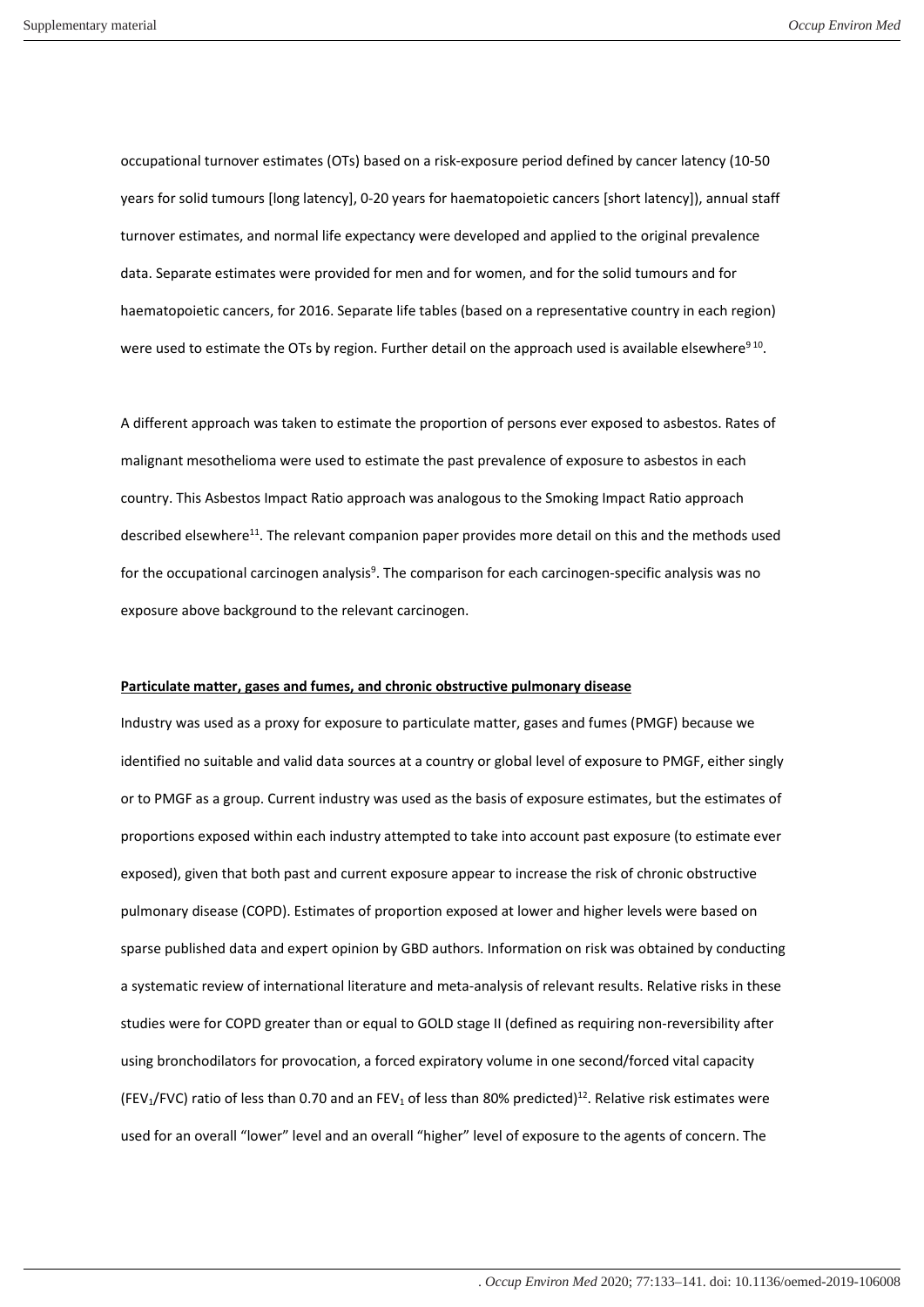occupational turnover estimates (OTs) based on a risk-exposure period defined by cancer latency (10-50 years for solid tumours [long latency], 0-20 years for haematopoietic cancers [short latency]), annual staff turnover estimates, and normal life expectancy were developed and applied to the original prevalence data. Separate estimates were provided for men and for women, and for the solid tumours and for haematopoietic cancers, for 2016. Separate life tables (based on a representative country in each region) were used to estimate the OTs by region. Further detail on the approach used is available elsewhere[9 10].

A different approach was taken to estimate the proportion of persons ever exposed to asbestos. Rates of malignant mesothelioma were used to estimate the past prevalence of exposure to asbestos in each country. This Asbestos Impact Ratio approach was analogous to the Smoking Impact Ratio approach described elsewhere[11]. The relevant companion paper provides more detail on this and the methods used for the occupational carcinogen analysis[9]. The comparison for each carcinogen-specific analysis was no exposure above background to the relevant carcinogen.

**Particulate matter, gases and fumes, and chronic obstructive pulmonary disease**

Industry was used as a proxy for exposure to particulate matter, gases and fumes (PMGF) because we identified no suitable and valid data sources at a country or global level of exposure to PMGF, either singly or to PMGF as a group. Current industry was used as the basis of exposure estimates, but the estimates of proportions exposed within each industry attempted to take into account past exposure (to estimate ever exposed), given that both past and current exposure appear to increase the risk of chronic obstructive pulmonary disease (COPD). Estimates of proportion exposed at lower and higher levels were based on sparse published data and expert opinion by GBD authors. Information on risk was obtained by conducting a systematic review of international literature and meta-analysis of relevant results. Relative risks in these studies were for COPD greater than or equal to GOLD stage II (defined as requiring non-reversibility after using bronchodilators for provocation, a forced expiratory volume in one second/forced vital capacity ($FEV_1$/FVC) ratio of less than 0.70 and an $FEV_1$ of less than 80% predicted)[12]. Relative risk estimates were used for an overall "lower" level and an overall "higher" level of exposure to the agents of concern. The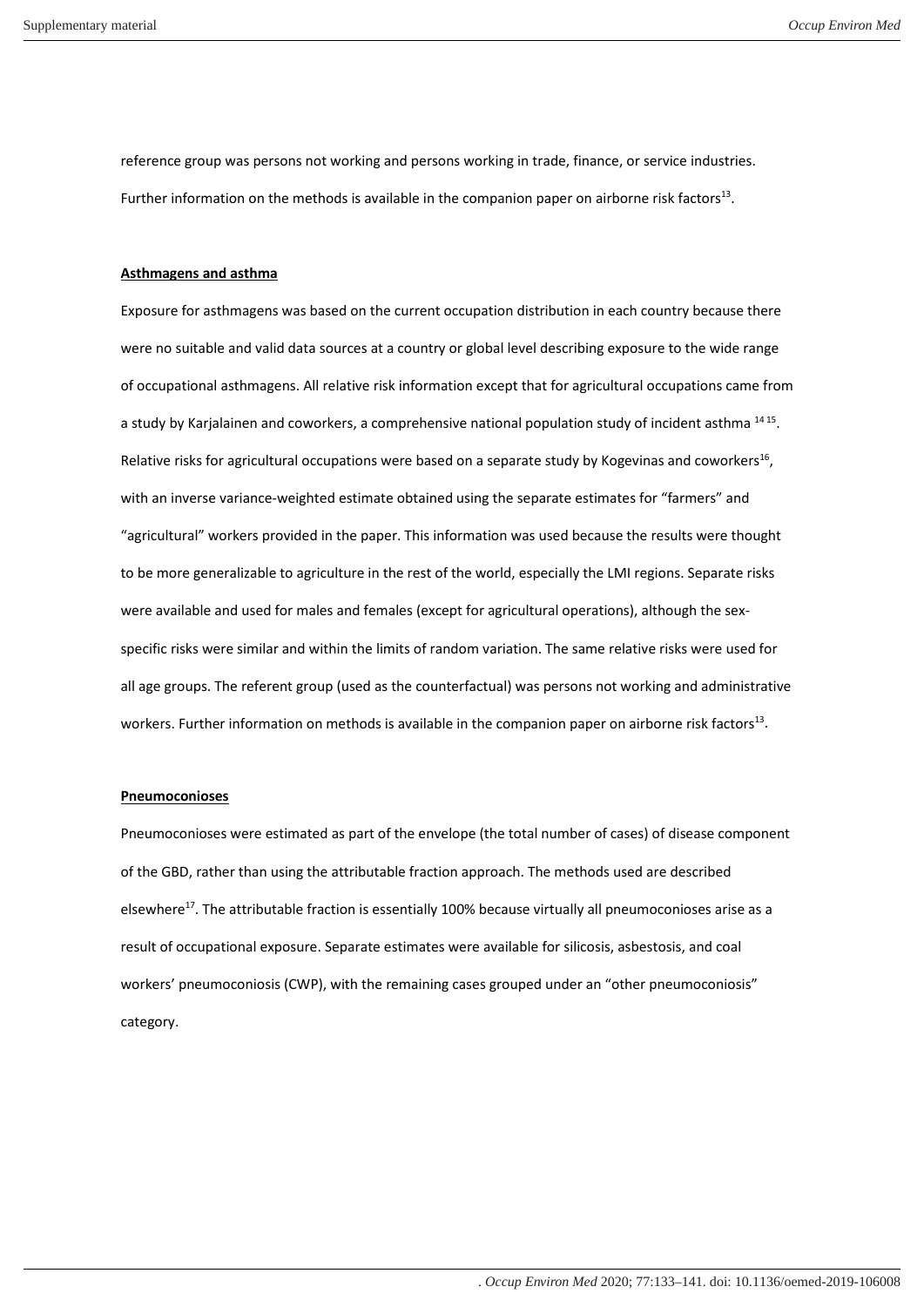reference group was persons not working and persons working in trade, finance, or service industries. Further information on the methods is available in the companion paper on airborne risk factors[13].

## Asthmagens and asthma

Exposure for asthmagens was based on the current occupation distribution in each country because there were no suitable and valid data sources at a country or global level describing exposure to the wide range of occupational asthmagens. All relative risk information except that for agricultural occupations came from a study by Karjalainen and coworkers, a comprehensive national population study of incident asthma [14 15]. Relative risks for agricultural occupations were based on a separate study by Kogevinas and coworkers[16], with an inverse variance-weighted estimate obtained using the separate estimates for "farmers" and "agricultural" workers provided in the paper. This information was used because the results were thought to be more generalizable to agriculture in the rest of the world, especially the LMI regions. Separate risks were available and used for males and females (except for agricultural operations), although the sex-specific risks were similar and within the limits of random variation. The same relative risks were used for all age groups. The referent group (used as the counterfactual) was persons not working and administrative workers. Further information on methods is available in the companion paper on airborne risk factors[13].

## Pneumoconioses

Pneumoconioses were estimated as part of the envelope (the total number of cases) of disease component of the GBD, rather than using the attributable fraction approach. The methods used are described elsewhere[17]. The attributable fraction is essentially 100% because virtually all pneumoconioses arise as a result of occupational exposure. Separate estimates were available for silicosis, asbestosis, and coal workers' pneumoconiosis (CWP), with the remaining cases grouped under an "other pneumoconiosis" category.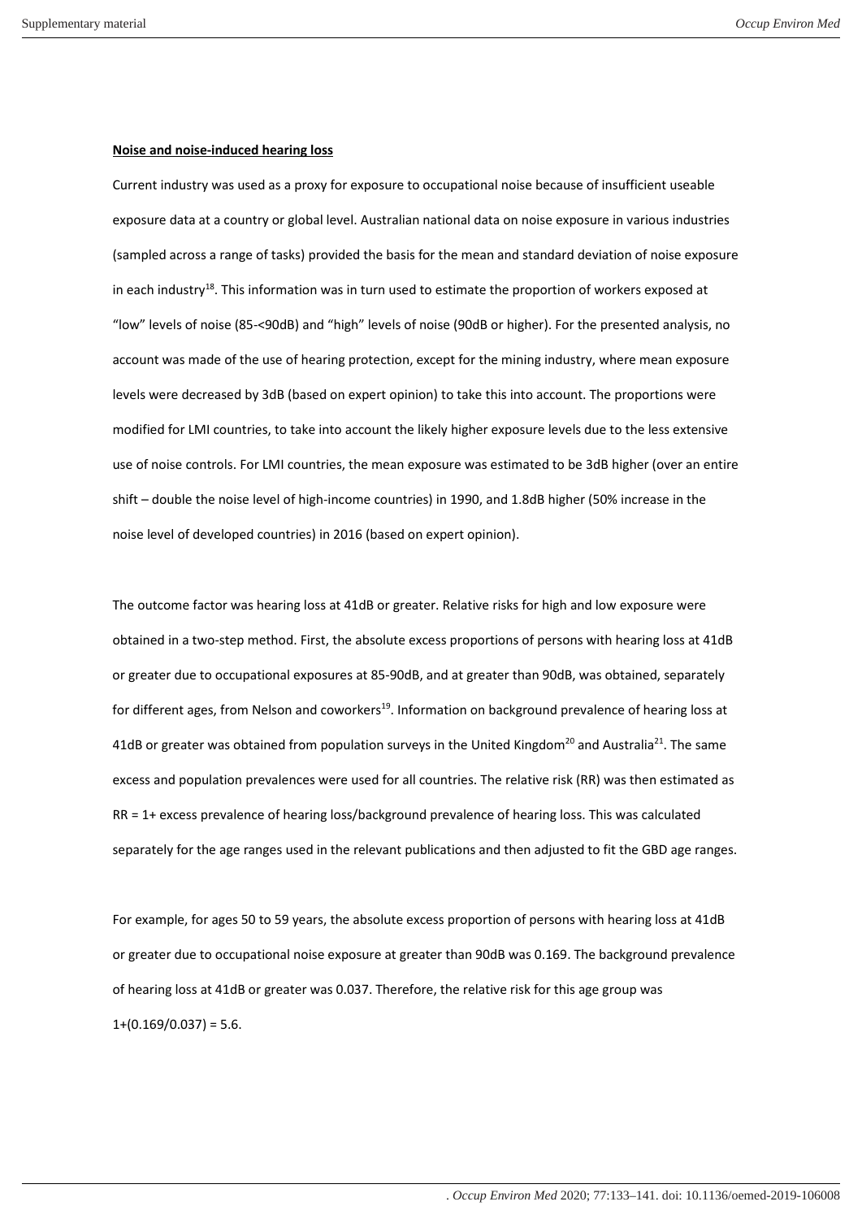**Noise and noise-induced hearing loss**

Current industry was used as a proxy for exposure to occupational noise because of insufficient useable exposure data at a country or global level. Australian national data on noise exposure in various industries (sampled across a range of tasks) provided the basis for the mean and standard deviation of noise exposure in each industry[18]. This information was in turn used to estimate the proportion of workers exposed at "low" levels of noise (85-<90dB) and "high" levels of noise (90dB or higher). For the presented analysis, no account was made of the use of hearing protection, except for the mining industry, where mean exposure levels were decreased by 3dB (based on expert opinion) to take this into account. The proportions were modified for LMI countries, to take into account the likely higher exposure levels due to the less extensive use of noise controls. For LMI countries, the mean exposure was estimated to be 3dB higher (over an entire shift – double the noise level of high-income countries) in 1990, and 1.8dB higher (50% increase in the noise level of developed countries) in 2016 (based on expert opinion).

The outcome factor was hearing loss at 41dB or greater. Relative risks for high and low exposure were obtained in a two-step method. First, the absolute excess proportions of persons with hearing loss at 41dB or greater due to occupational exposures at 85-90dB, and at greater than 90dB, was obtained, separately for different ages, from Nelson and coworkers[19]. Information on background prevalence of hearing loss at 41dB or greater was obtained from population surveys in the United Kingdom[20] and Australia[21]. The same excess and population prevalences were used for all countries. The relative risk (RR) was then estimated as RR = 1+ excess prevalence of hearing loss/background prevalence of hearing loss. This was calculated separately for the age ranges used in the relevant publications and then adjusted to fit the GBD age ranges.

For example, for ages 50 to 59 years, the absolute excess proportion of persons with hearing loss at 41dB or greater due to occupational noise exposure at greater than 90dB was 0.169. The background prevalence of hearing loss at 41dB or greater was 0.037. Therefore, the relative risk for this age group was $1+(0.169/0.037) = 5.6$.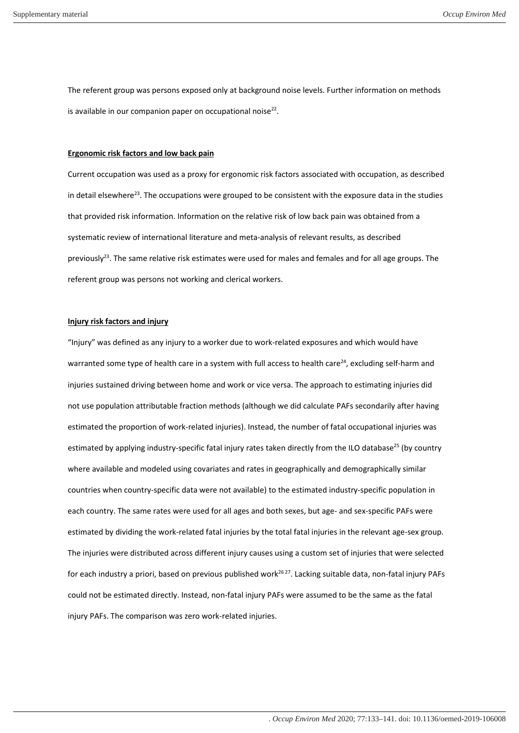The referent group was persons exposed only at background noise levels. Further information on methods is available in our companion paper on occupational noise[22].

**Ergonomic risk factors and low back pain**

Current occupation was used as a proxy for ergonomic risk factors associated with occupation, as described in detail elsewhere[23]. The occupations were grouped to be consistent with the exposure data in the studies that provided risk information. Information on the relative risk of low back pain was obtained from a systematic review of international literature and meta-analysis of relevant results, as described previously[23]. The same relative risk estimates were used for males and females and for all age groups. The referent group was persons not working and clerical workers.

**Injury risk factors and injury**

"Injury" was defined as any injury to a worker due to work-related exposures and which would have warranted some type of health care in a system with full access to health care[24], excluding self-harm and injuries sustained driving between home and work or vice versa. The approach to estimating injuries did not use population attributable fraction methods (although we did calculate PAFs secondarily after having estimated the proportion of work-related injuries). Instead, the number of fatal occupational injuries was estimated by applying industry-specific fatal injury rates taken directly from the ILO database[25] (by country where available and modeled using covariates and rates in geographically and demographically similar countries when country-specific data were not available) to the estimated industry-specific population in each country. The same rates were used for all ages and both sexes, but age- and sex-specific PAFs were estimated by dividing the work-related fatal injuries by the total fatal injuries in the relevant age-sex group. The injuries were distributed across different injury causes using a custom set of injuries that were selected for each industry a priori, based on previous published work[26,27]. Lacking suitable data, non-fatal injury PAFs could not be estimated directly. Instead, non-fatal injury PAFs were assumed to be the same as the fatal injury PAFs. The comparison was zero work-related injuries.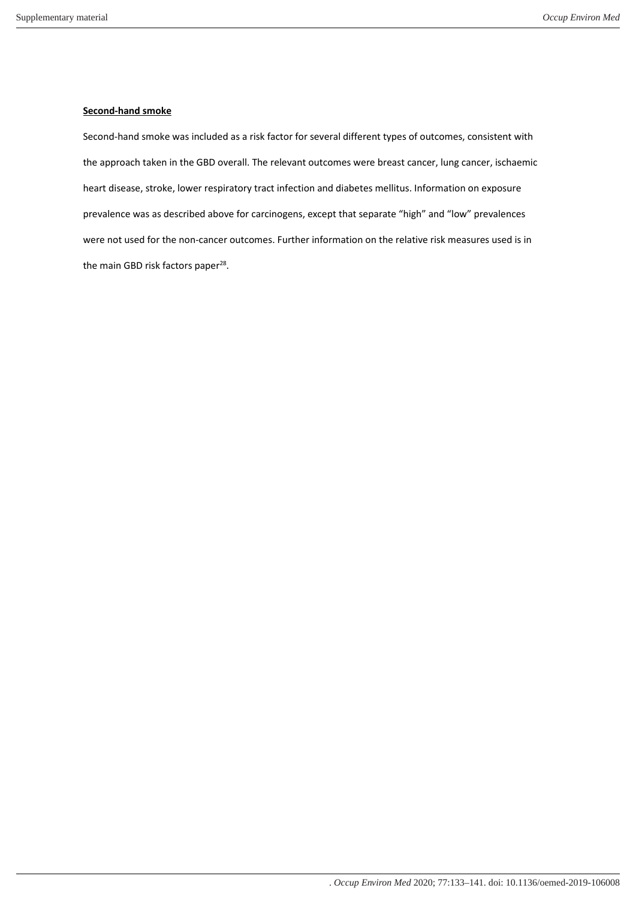**Second-hand smoke**

Second-hand smoke was included as a risk factor for several different types of outcomes, consistent with the approach taken in the GBD overall. The relevant outcomes were breast cancer, lung cancer, ischaemic heart disease, stroke, lower respiratory tract infection and diabetes mellitus. Information on exposure prevalence was as described above for carcinogens, except that separate "high" and "low" prevalences were not used for the non-cancer outcomes. Further information on the relative risk measures used is in the main GBD risk factors paper[28].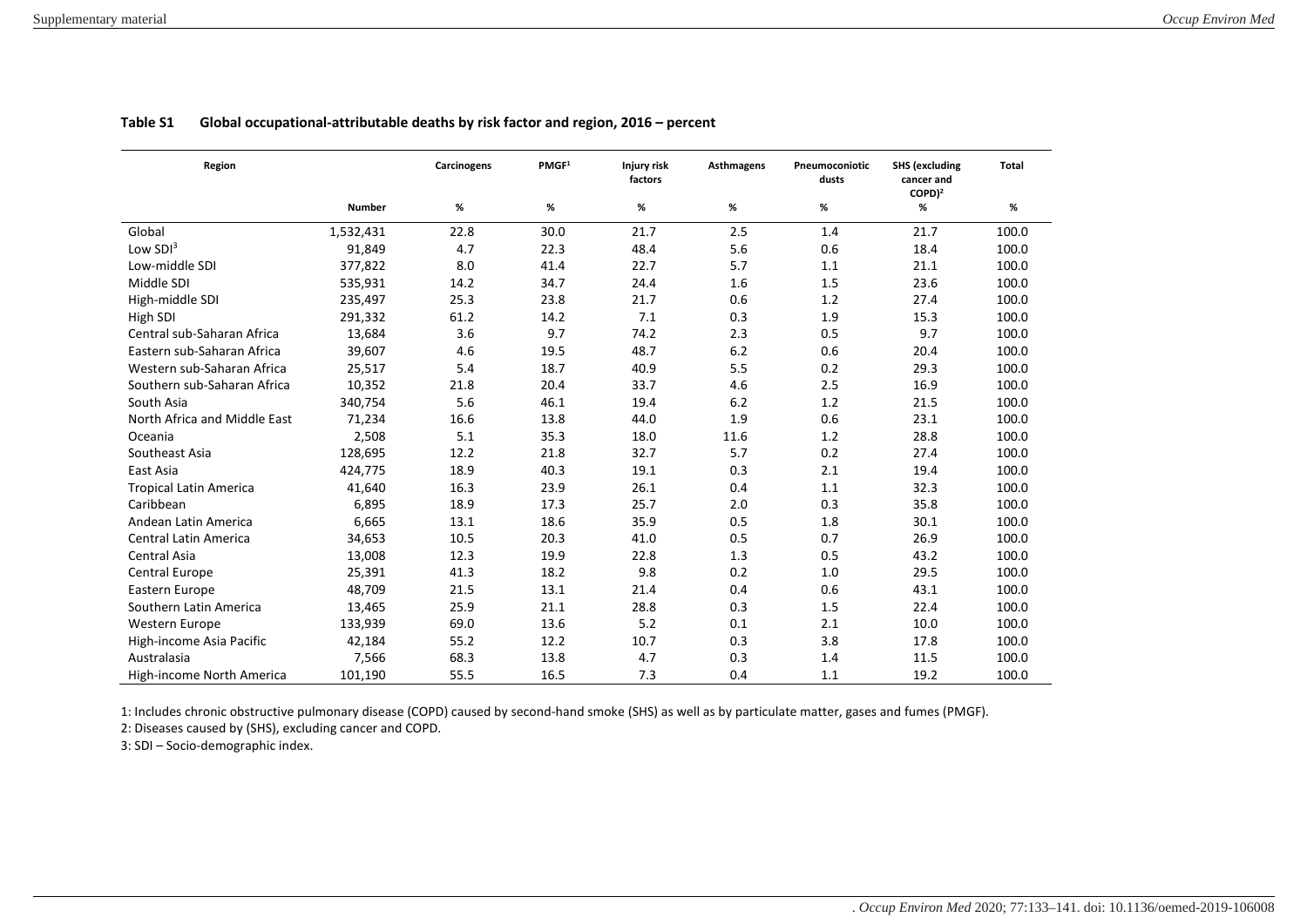**Table S1 Global occupational-attributable deaths by risk factor and region, 2016 – percent**

| Region | | Carcinogens | PMGF[1] | Injury risk factors | Asthmagens | Pneumoconiotic dusts | SHS (excluding cancer and COPD)[2] | Total |
|---|---|---|---|---|---|---|---|---|
| | Number | % | % | % | % | % | % | % |
| Global | 1,532,431 | 22.8 | 30.0 | 21.7 | 2.5 | 1.4 | 21.7 | 100.0 |
| Low SDI[3] | 91,849 | 4.7 | 22.3 | 48.4 | 5.6 | 0.6 | 18.4 | 100.0 |
| Low-middle SDI | 377,822 | 8.0 | 41.4 | 22.7 | 5.7 | 1.1 | 21.1 | 100.0 |
| Middle SDI | 535,931 | 14.2 | 34.7 | 24.4 | 1.6 | 1.5 | 23.6 | 100.0 |
| High-middle SDI | 235,497 | 25.3 | 23.8 | 21.7 | 0.6 | 1.2 | 27.4 | 100.0 |
| High SDI | 291,332 | 61.2 | 14.2 | 7.1 | 0.3 | 1.9 | 15.3 | 100.0 |
| Central sub-Saharan Africa | 13,684 | 3.6 | 9.7 | 74.2 | 2.3 | 0.5 | 9.7 | 100.0 |
| Eastern sub-Saharan Africa | 39,607 | 4.6 | 19.5 | 48.7 | 6.2 | 0.6 | 20.4 | 100.0 |
| Western sub-Saharan Africa | 25,517 | 5.4 | 18.7 | 40.9 | 5.5 | 0.2 | 29.3 | 100.0 |
| Southern sub-Saharan Africa | 10,352 | 21.8 | 20.4 | 33.7 | 4.6 | 2.5 | 16.9 | 100.0 |
| South Asia | 340,754 | 5.6 | 46.1 | 19.4 | 6.2 | 1.2 | 21.5 | 100.0 |
| North Africa and Middle East | 71,234 | 16.6 | 13.8 | 44.0 | 1.9 | 0.6 | 23.1 | 100.0 |
| Oceania | 2,508 | 5.1 | 35.3 | 18.0 | 11.6 | 1.2 | 28.8 | 100.0 |
| Southeast Asia | 128,695 | 12.2 | 21.8 | 32.7 | 5.7 | 0.2 | 27.4 | 100.0 |
| East Asia | 424,775 | 18.9 | 40.3 | 19.1 | 0.3 | 2.1 | 19.4 | 100.0 |
| Tropical Latin America | 41,640 | 16.3 | 23.9 | 26.1 | 0.4 | 1.1 | 32.3 | 100.0 |
| Caribbean | 6,895 | 18.9 | 17.3 | 25.7 | 2.0 | 0.3 | 35.8 | 100.0 |
| Andean Latin America | 6,665 | 13.1 | 18.6 | 35.9 | 0.5 | 1.8 | 30.1 | 100.0 |
| Central Latin America | 34,653 | 10.5 | 20.3 | 41.0 | 0.5 | 0.7 | 26.9 | 100.0 |
| Central Asia | 13,008 | 12.3 | 19.9 | 22.8 | 1.3 | 0.5 | 43.2 | 100.0 |
| Central Europe | 25,391 | 41.3 | 18.2 | 9.8 | 0.2 | 1.0 | 29.5 | 100.0 |
| Eastern Europe | 48,709 | 21.5 | 13.1 | 21.4 | 0.4 | 0.6 | 43.1 | 100.0 |
| Southern Latin America | 13,465 | 25.9 | 21.1 | 28.8 | 0.3 | 1.5 | 22.4 | 100.0 |
| Western Europe | 133,939 | 69.0 | 13.6 | 5.2 | 0.1 | 2.1 | 10.0 | 100.0 |
| High-income Asia Pacific | 42,184 | 55.2 | 12.2 | 10.7 | 0.3 | 3.8 | 17.8 | 100.0 |
| Australasia | 7,566 | 68.3 | 13.8 | 4.7 | 0.3 | 1.4 | 11.5 | 100.0 |
| High-income North America | 101,190 | 55.5 | 16.5 | 7.3 | 0.4 | 1.1 | 19.2 | 100.0 |

1: Includes chronic obstructive pulmonary disease (COPD) caused by second-hand smoke (SHS) as well as by particulate matter, gases and fumes (PMGF).

2: Diseases caused by (SHS), excluding cancer and COPD.

3: SDI – Socio-demographic index.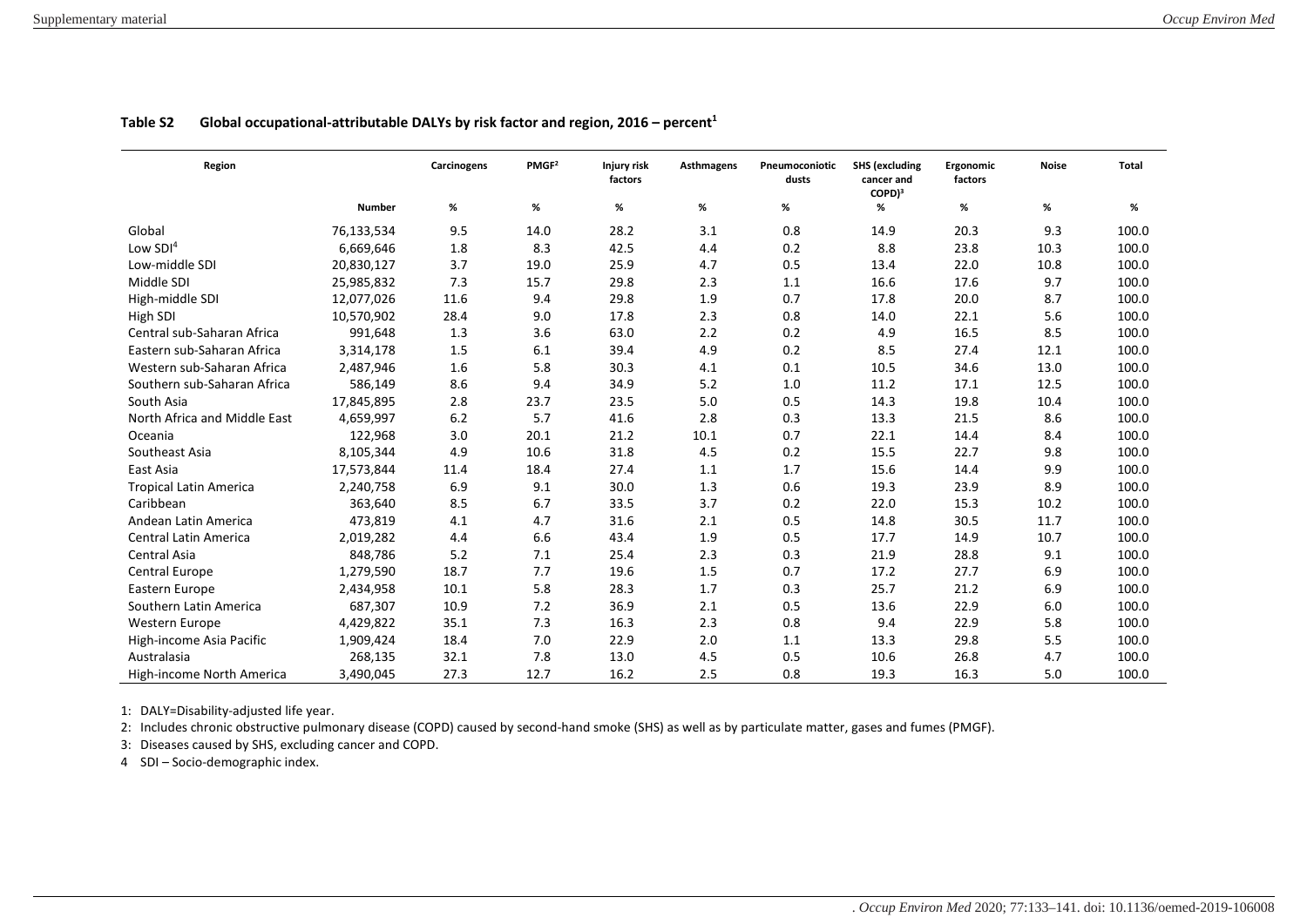**Table S2 Global occupational-attributable DALYs by risk factor and region, 2016 – percent[1]**

| Region | | Carcinogens | PMGF[2] | Injury risk factors | Asthmagens | Pneumoconiotic dusts | SHS (excluding cancer and COPD)[3] | Ergonomic factors | Noise | Total |
|---|---|---|---|---|---|---|---|---|---|---|
| | Number | % | % | % | % | % | % | % | % | % |
| Global | 76,133,534 | 9.5 | 14.0 | 28.2 | 3.1 | 0.8 | 14.9 | 20.3 | 9.3 | 100.0 |
| Low SDI[4] | 6,669,646 | 1.8 | 8.3 | 42.5 | 4.4 | 0.2 | 8.8 | 23.8 | 10.3 | 100.0 |
| Low-middle SDI | 20,830,127 | 3.7 | 19.0 | 25.9 | 4.7 | 0.5 | 13.4 | 22.0 | 10.8 | 100.0 |
| Middle SDI | 25,985,832 | 7.3 | 15.7 | 29.8 | 2.3 | 1.1 | 16.6 | 17.6 | 9.7 | 100.0 |
| High-middle SDI | 12,077,026 | 11.6 | 9.4 | 29.8 | 1.9 | 0.7 | 17.8 | 20.0 | 8.7 | 100.0 |
| High SDI | 10,570,902 | 28.4 | 9.0 | 17.8 | 2.3 | 0.8 | 14.0 | 22.1 | 5.6 | 100.0 |
| Central sub-Saharan Africa | 991,648 | 1.3 | 3.6 | 63.0 | 2.2 | 0.2 | 4.9 | 16.5 | 8.5 | 100.0 |
| Eastern sub-Saharan Africa | 3,314,178 | 1.5 | 6.1 | 39.4 | 4.9 | 0.2 | 8.5 | 27.4 | 12.1 | 100.0 |
| Western sub-Saharan Africa | 2,487,946 | 1.6 | 5.8 | 30.3 | 4.1 | 0.1 | 10.5 | 34.6 | 13.0 | 100.0 |
| Southern sub-Saharan Africa | 586,149 | 8.6 | 9.4 | 34.9 | 5.2 | 1.0 | 11.2 | 17.1 | 12.5 | 100.0 |
| South Asia | 17,845,895 | 2.8 | 23.7 | 23.5 | 5.0 | 0.5 | 14.3 | 19.8 | 10.4 | 100.0 |
| North Africa and Middle East | 4,659,997 | 6.2 | 5.7 | 41.6 | 2.8 | 0.3 | 13.3 | 21.5 | 8.6 | 100.0 |
| Oceania | 122,968 | 3.0 | 20.1 | 21.2 | 10.1 | 0.7 | 22.1 | 14.4 | 8.4 | 100.0 |
| Southeast Asia | 8,105,344 | 4.9 | 10.6 | 31.8 | 4.5 | 0.2 | 15.5 | 22.7 | 9.8 | 100.0 |
| East Asia | 17,573,844 | 11.4 | 18.4 | 27.4 | 1.1 | 1.7 | 15.6 | 14.4 | 9.9 | 100.0 |
| Tropical Latin America | 2,240,758 | 6.9 | 9.1 | 30.0 | 1.3 | 0.6 | 19.3 | 23.9 | 8.9 | 100.0 |
| Caribbean | 363,640 | 8.5 | 6.7 | 33.5 | 3.7 | 0.2 | 22.0 | 15.3 | 10.2 | 100.0 |
| Andean Latin America | 473,819 | 4.1 | 4.7 | 31.6 | 2.1 | 0.5 | 14.8 | 30.5 | 11.7 | 100.0 |
| Central Latin America | 2,019,282 | 4.4 | 6.6 | 43.4 | 1.9 | 0.5 | 17.7 | 14.9 | 10.7 | 100.0 |
| Central Asia | 848,786 | 5.2 | 7.1 | 25.4 | 2.3 | 0.3 | 21.9 | 28.8 | 9.1 | 100.0 |
| Central Europe | 1,279,590 | 18.7 | 7.7 | 19.6 | 1.5 | 0.7 | 17.2 | 27.7 | 6.9 | 100.0 |
| Eastern Europe | 2,434,958 | 10.1 | 5.8 | 28.3 | 1.7 | 0.3 | 25.7 | 21.2 | 6.9 | 100.0 |
| Southern Latin America | 687,307 | 10.9 | 7.2 | 36.9 | 2.1 | 0.5 | 13.6 | 22.9 | 6.0 | 100.0 |
| Western Europe | 4,429,822 | 35.1 | 7.3 | 16.3 | 2.3 | 0.8 | 9.4 | 22.9 | 5.8 | 100.0 |
| High-income Asia Pacific | 1,909,424 | 18.4 | 7.0 | 22.9 | 2.0 | 1.1 | 13.3 | 29.8 | 5.5 | 100.0 |
| Australasia | 268,135 | 32.1 | 7.8 | 13.0 | 4.5 | 0.5 | 10.6 | 26.8 | 4.7 | 100.0 |
| High-income North America | 3,490,045 | 27.3 | 12.7 | 16.2 | 2.5 | 0.8 | 19.3 | 16.3 | 5.0 | 100.0 |

1: DALY=Disability-adjusted life year.

2: Includes chronic obstructive pulmonary disease (COPD) caused by second-hand smoke (SHS) as well as by particulate matter, gases and fumes (PMGF).

3: Diseases caused by SHS, excluding cancer and COPD.

4 SDI – Socio-demographic index.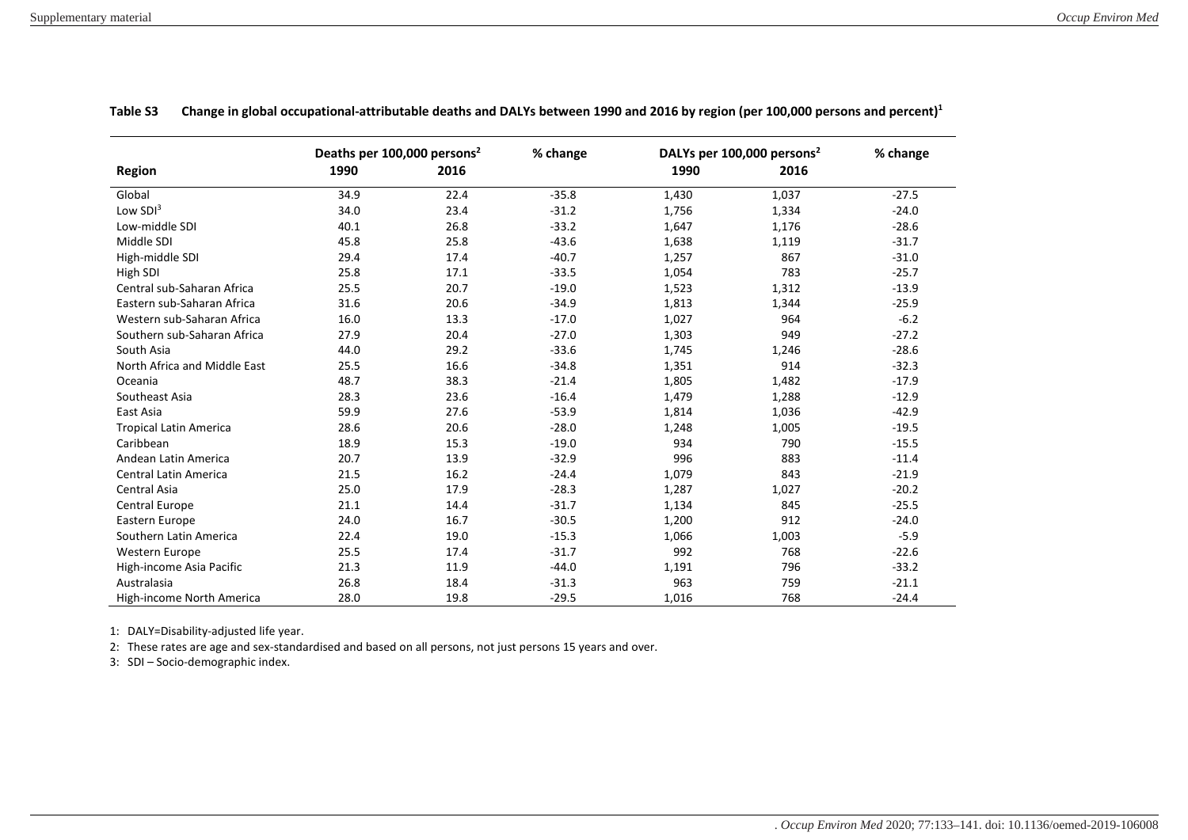**Table S3 Change in global occupational-attributable deaths and DALYs between 1990 and 2016 by region (per 100,000 persons and percent)[1]**

| Region | Deaths per 100,000 persons[2] | | % change | DALYs per 100,000 persons[2] | | % change |
|---|---|---|---|---|---|---|
| | 1990 | 2016 | | 1990 | 2016 | |
| Global | 34.9 | 22.4 | -35.8 | 1,430 | 1,037 | -27.5 |
| Low SDI[3] | 34.0 | 23.4 | -31.2 | 1,756 | 1,334 | -24.0 |
| Low-middle SDI | 40.1 | 26.8 | -33.2 | 1,647 | 1,176 | -28.6 |
| Middle SDI | 45.8 | 25.8 | -43.6 | 1,638 | 1,119 | -31.7 |
| High-middle SDI | 29.4 | 17.4 | -40.7 | 1,257 | 867 | -31.0 |
| High SDI | 25.8 | 17.1 | -33.5 | 1,054 | 783 | -25.7 |
| Central sub-Saharan Africa | 25.5 | 20.7 | -19.0 | 1,523 | 1,312 | -13.9 |
| Eastern sub-Saharan Africa | 31.6 | 20.6 | -34.9 | 1,813 | 1,344 | -25.9 |
| Western sub-Saharan Africa | 16.0 | 13.3 | -17.0 | 1,027 | 964 | -6.2 |
| Southern sub-Saharan Africa | 27.9 | 20.4 | -27.0 | 1,303 | 949 | -27.2 |
| South Asia | 44.0 | 29.2 | -33.6 | 1,745 | 1,246 | -28.6 |
| North Africa and Middle East | 25.5 | 16.6 | -34.8 | 1,351 | 914 | -32.3 |
| Oceania | 48.7 | 38.3 | -21.4 | 1,805 | 1,482 | -17.9 |
| Southeast Asia | 28.3 | 23.6 | -16.4 | 1,479 | 1,288 | -12.9 |
| East Asia | 59.9 | 27.6 | -53.9 | 1,814 | 1,036 | -42.9 |
| Tropical Latin America | 28.6 | 20.6 | -28.0 | 1,248 | 1,005 | -19.5 |
| Caribbean | 18.9 | 15.3 | -19.0 | 934 | 790 | -15.5 |
| Andean Latin America | 20.7 | 13.9 | -32.9 | 996 | 883 | -11.4 |
| Central Latin America | 21.5 | 16.2 | -24.4 | 1,079 | 843 | -21.9 |
| Central Asia | 25.0 | 17.9 | -28.3 | 1,287 | 1,027 | -20.2 |
| Central Europe | 21.1 | 14.4 | -31.7 | 1,134 | 845 | -25.5 |
| Eastern Europe | 24.0 | 16.7 | -30.5 | 1,200 | 912 | -24.0 |
| Southern Latin America | 22.4 | 19.0 | -15.3 | 1,066 | 1,003 | -5.9 |
| Western Europe | 25.5 | 17.4 | -31.7 | 992 | 768 | -22.6 |
| High-income Asia Pacific | 21.3 | 11.9 | -44.0 | 1,191 | 796 | -33.2 |
| Australasia | 26.8 | 18.4 | -31.3 | 963 | 759 | -21.1 |
| High-income North America | 28.0 | 19.8 | -29.5 | 1,016 | 768 | -24.4 |

1: DALY=Disability-adjusted life year.

2: These rates are age and sex-standardised and based on all persons, not just persons 15 years and over.

3: SDI – Socio-demographic index.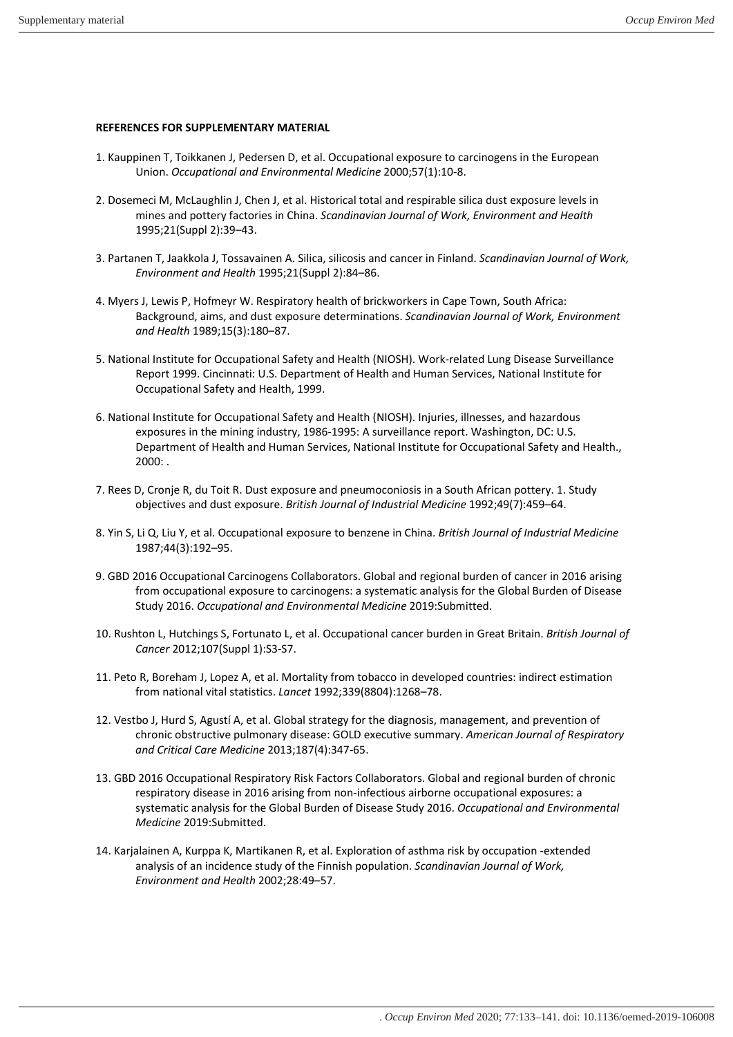**REFERENCES FOR SUPPLEMENTARY MATERIAL**

1. Kauppinen T, Toikkanen J, Pedersen D, et al. Occupational exposure to carcinogens in the European Union. *Occupational and Environmental Medicine* 2000;57(1):10-8.

2. Dosemeci M, McLaughlin J, Chen J, et al. Historical total and respirable silica dust exposure levels in mines and pottery factories in China. *Scandinavian Journal of Work, Environment and Health* 1995;21(Suppl 2):39–43.

3. Partanen T, Jaakkola J, Tossavainen A. Silica, silicosis and cancer in Finland. *Scandinavian Journal of Work, Environment and Health* 1995;21(Suppl 2):84–86.

4. Myers J, Lewis P, Hofmeyr W. Respiratory health of brickworkers in Cape Town, South Africa: Background, aims, and dust exposure determinations. *Scandinavian Journal of Work, Environment and Health* 1989;15(3):180–87.

5. National Institute for Occupational Safety and Health (NIOSH). Work-related Lung Disease Surveillance Report 1999. Cincinnati: U.S. Department of Health and Human Services, National Institute for Occupational Safety and Health, 1999.

6. National Institute for Occupational Safety and Health (NIOSH). Injuries, illnesses, and hazardous exposures in the mining industry, 1986-1995: A surveillance report. Washington, DC: U.S. Department of Health and Human Services, National Institute for Occupational Safety and Health., 2000: .

7. Rees D, Cronje R, du Toit R. Dust exposure and pneumoconiosis in a South African pottery. 1. Study objectives and dust exposure. *British Journal of Industrial Medicine* 1992;49(7):459–64.

8. Yin S, Li Q, Liu Y, et al. Occupational exposure to benzene in China. *British Journal of Industrial Medicine* 1987;44(3):192–95.

9. GBD 2016 Occupational Carcinogens Collaborators. Global and regional burden of cancer in 2016 arising from occupational exposure to carcinogens: a systematic analysis for the Global Burden of Disease Study 2016. *Occupational and Environmental Medicine* 2019:Submitted.

10. Rushton L, Hutchings S, Fortunato L, et al. Occupational cancer burden in Great Britain. *British Journal of Cancer* 2012;107(Suppl 1):S3-S7.

11. Peto R, Boreham J, Lopez A, et al. Mortality from tobacco in developed countries: indirect estimation from national vital statistics. *Lancet* 1992;339(8804):1268–78.

12. Vestbo J, Hurd S, Agustí A, et al. Global strategy for the diagnosis, management, and prevention of chronic obstructive pulmonary disease: GOLD executive summary. *American Journal of Respiratory and Critical Care Medicine* 2013;187(4):347-65.

13. GBD 2016 Occupational Respiratory Risk Factors Collaborators. Global and regional burden of chronic respiratory disease in 2016 arising from non-infectious airborne occupational exposures: a systematic analysis for the Global Burden of Disease Study 2016. *Occupational and Environmental Medicine* 2019:Submitted.

14. Karjalainen A, Kurppa K, Martikanen R, et al. Exploration of asthma risk by occupation -extended analysis of an incidence study of the Finnish population. *Scandinavian Journal of Work, Environment and Health* 2002;28:49–57.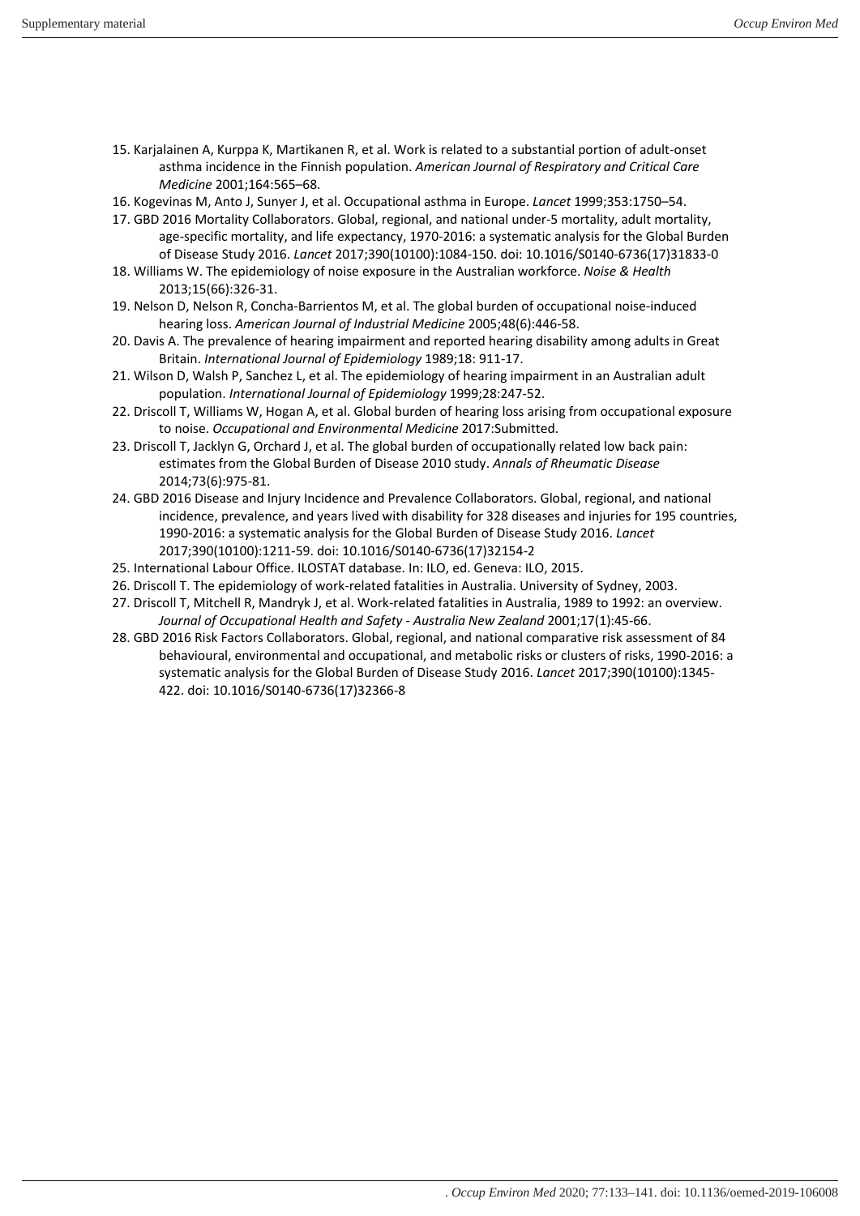15. Karjalainen A, Kurppa K, Martikanen R, et al. Work is related to a substantial portion of adult-onset asthma incidence in the Finnish population. *American Journal of Respiratory and Critical Care Medicine* 2001;164:565–68.
16. Kogevinas M, Anto J, Sunyer J, et al. Occupational asthma in Europe. *Lancet* 1999;353:1750–54.
17. GBD 2016 Mortality Collaborators. Global, regional, and national under-5 mortality, adult mortality, age-specific mortality, and life expectancy, 1970-2016: a systematic analysis for the Global Burden of Disease Study 2016. *Lancet* 2017;390(10100):1084-150. doi: 10.1016/S0140-6736(17)31833-0
18. Williams W. The epidemiology of noise exposure in the Australian workforce. *Noise & Health* 2013;15(66):326-31.
19. Nelson D, Nelson R, Concha-Barrientos M, et al. The global burden of occupational noise-induced hearing loss. *American Journal of Industrial Medicine* 2005;48(6):446-58.
20. Davis A. The prevalence of hearing impairment and reported hearing disability among adults in Great Britain. *International Journal of Epidemiology* 1989;18: 911-17.
21. Wilson D, Walsh P, Sanchez L, et al. The epidemiology of hearing impairment in an Australian adult population. *International Journal of Epidemiology* 1999;28:247-52.
22. Driscoll T, Williams W, Hogan A, et al. Global burden of hearing loss arising from occupational exposure to noise. *Occupational and Environmental Medicine* 2017:Submitted.
23. Driscoll T, Jacklyn G, Orchard J, et al. The global burden of occupationally related low back pain: estimates from the Global Burden of Disease 2010 study. *Annals of Rheumatic Disease* 2014;73(6):975-81.
24. GBD 2016 Disease and Injury Incidence and Prevalence Collaborators. Global, regional, and national incidence, prevalence, and years lived with disability for 328 diseases and injuries for 195 countries, 1990-2016: a systematic analysis for the Global Burden of Disease Study 2016. *Lancet* 2017;390(10100):1211-59. doi: 10.1016/S0140-6736(17)32154-2
25. International Labour Office. ILOSTAT database. In: ILO, ed. Geneva: ILO, 2015.
26. Driscoll T. The epidemiology of work-related fatalities in Australia. University of Sydney, 2003.
27. Driscoll T, Mitchell R, Mandryk J, et al. Work-related fatalities in Australia, 1989 to 1992: an overview. *Journal of Occupational Health and Safety - Australia New Zealand* 2001;17(1):45-66.
28. GBD 2016 Risk Factors Collaborators. Global, regional, and national comparative risk assessment of 84 behavioural, environmental and occupational, and metabolic risks or clusters of risks, 1990-2016: a systematic analysis for the Global Burden of Disease Study 2016. *Lancet* 2017;390(10100):1345-422. doi: 10.1016/S0140-6736(17)32366-8